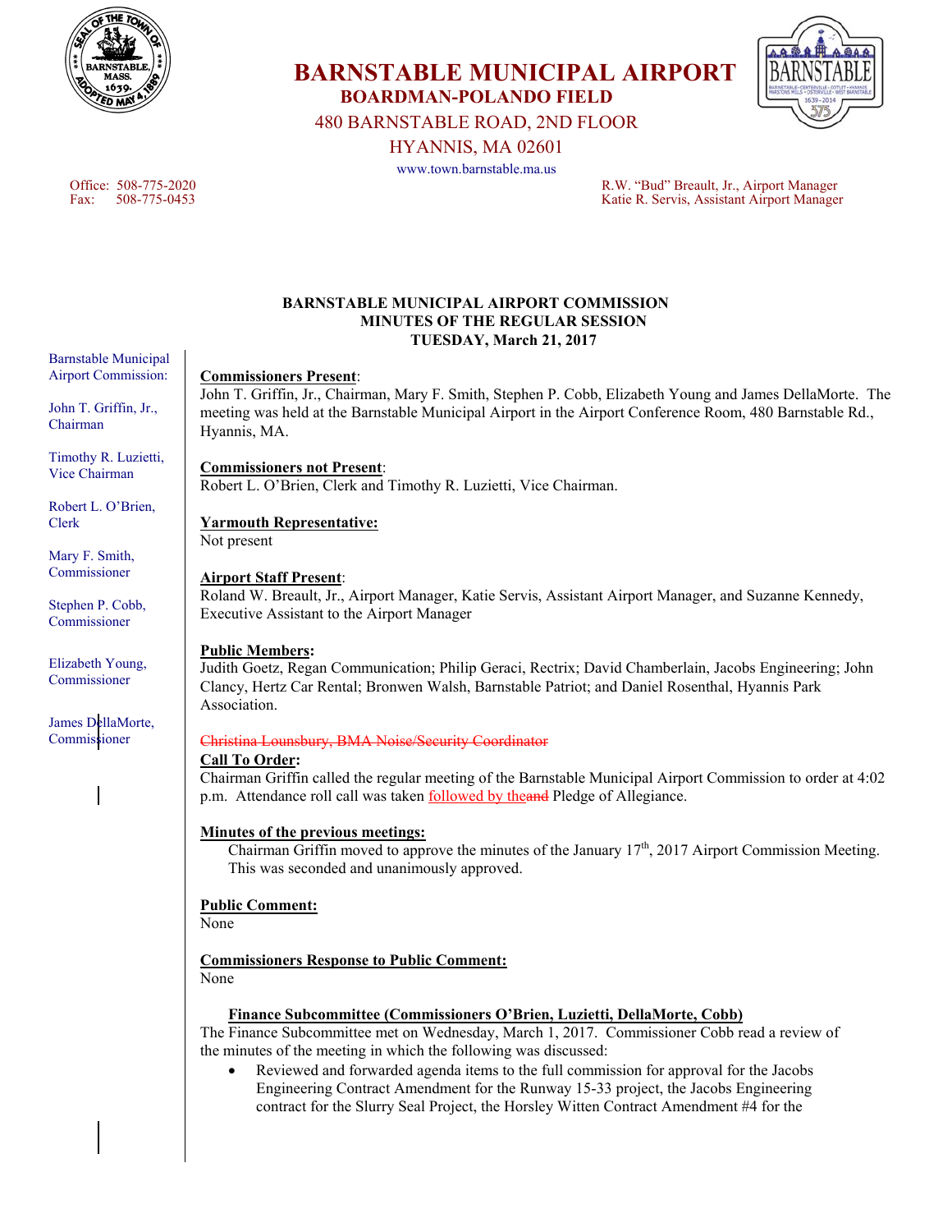# BARNSTABLE MUNICIPAL AIRPORT

## BOARDMAN-POLANDO FIELD

480 BARNSTABLE ROAD, 2ND FLOOR
HYANNIS, MA 02601
www.town.barnstable.ma.us

Office: 508-775-2020
Fax: 508-775-0453

R.W. "Bud" Breault, Jr., Airport Manager
Katie R. Servis, Assistant Airport Manager

Barnstable Municipal Airport Commission:

John T. Griffin, Jr., Chairman

Timothy R. Luzietti, Vice Chairman

Robert L. O'Brien, Clerk

Mary F. Smith, Commissioner

Stephen P. Cobb, Commissioner

Elizabeth Young, Commissioner

James DellaMorte, Commissioner

**BARNSTABLE MUNICIPAL AIRPORT COMMISSION**
**MINUTES OF THE REGULAR SESSION**
**TUESDAY, March 21, 2017**

**Commissioners Present**:
John T. Griffin, Jr., Chairman, Mary F. Smith, Stephen P. Cobb, Elizabeth Young and James DellaMorte. The meeting was held at the Barnstable Municipal Airport in the Airport Conference Room, 480 Barnstable Rd., Hyannis, MA.

**Commissioners not Present**:
Robert L. O'Brien, Clerk and Timothy R. Luzietti, Vice Chairman.

**Yarmouth Representative:**
Not present

**Airport Staff Present**:
Roland W. Breault, Jr., Airport Manager, Katie Servis, Assistant Airport Manager, and Suzanne Kennedy, Executive Assistant to the Airport Manager

**Public Members:**
Judith Goetz, Regan Communication; Philip Geraci, Rectrix; David Chamberlain, Jacobs Engineering; John Clancy, Hertz Car Rental; Bronwen Walsh, Barnstable Patriot; and Daniel Rosenthal, Hyannis Park Association.

~~Christina Lounsbury, BMA Noise/Security Coordinator~~

**Call To Order:**
Chairman Griffin called the regular meeting of the Barnstable Municipal Airport Commission to order at 4:02 p.m. Attendance roll call was taken followed by the~~and~~ Pledge of Allegiance.

**Minutes of the previous meetings:**
Chairman Griffin moved to approve the minutes of the January 17th, 2017 Airport Commission Meeting. This was seconded and unanimously approved.

**Public Comment:**
None

**Commissioners Response to Public Comment:**
None

**Finance Subcommittee (Commissioners O'Brien, Luzietti, DellaMorte, Cobb)**
The Finance Subcommittee met on Wednesday, March 1, 2017. Commissioner Cobb read a review of the minutes of the meeting in which the following was discussed:

- Reviewed and forwarded agenda items to the full commission for approval for the Jacobs Engineering Contract Amendment for the Runway 15-33 project, the Jacobs Engineering contract for the Slurry Seal Project, the Horsley Witten Contract Amendment #4 for the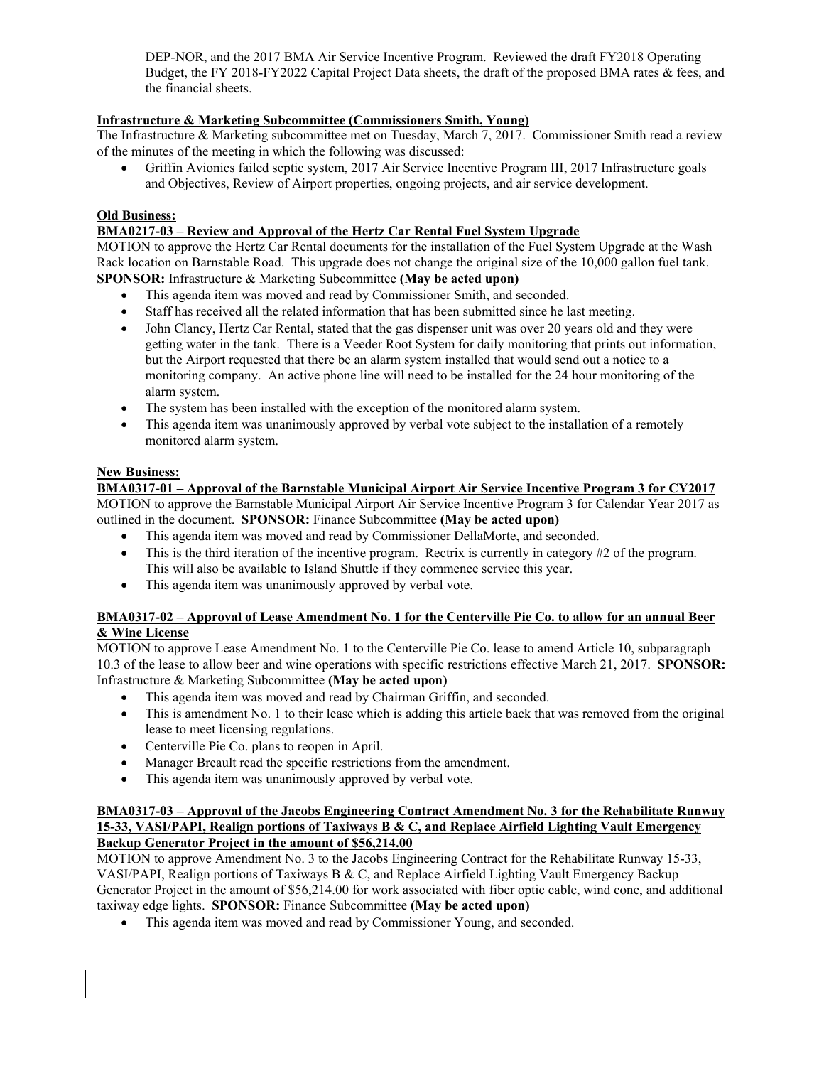DEP-NOR, and the 2017 BMA Air Service Incentive Program. Reviewed the draft FY2018 Operating Budget, the FY 2018-FY2022 Capital Project Data sheets, the draft of the proposed BMA rates & fees, and the financial sheets.

**Infrastructure & Marketing Subcommittee (Commissioners Smith, Young)**

The Infrastructure & Marketing subcommittee met on Tuesday, March 7, 2017. Commissioner Smith read a review of the minutes of the meeting in which the following was discussed:

- Griffin Avionics failed septic system, 2017 Air Service Incentive Program III, 2017 Infrastructure goals and Objectives, Review of Airport properties, ongoing projects, and air service development.

**Old Business:**

**BMA0217-03 – Review and Approval of the Hertz Car Rental Fuel System Upgrade**

MOTION to approve the Hertz Car Rental documents for the installation of the Fuel System Upgrade at the Wash Rack location on Barnstable Road. This upgrade does not change the original size of the 10,000 gallon fuel tank. **SPONSOR:** Infrastructure & Marketing Subcommittee **(May be acted upon)**

- This agenda item was moved and read by Commissioner Smith, and seconded.
- Staff has received all the related information that has been submitted since he last meeting.
- John Clancy, Hertz Car Rental, stated that the gas dispenser unit was over 20 years old and they were getting water in the tank. There is a Veeder Root System for daily monitoring that prints out information, but the Airport requested that there be an alarm system installed that would send out a notice to a monitoring company. An active phone line will need to be installed for the 24 hour monitoring of the alarm system.
- The system has been installed with the exception of the monitored alarm system.
- This agenda item was unanimously approved by verbal vote subject to the installation of a remotely monitored alarm system.

**New Business:**

**BMA0317-01 – Approval of the Barnstable Municipal Airport Air Service Incentive Program 3 for CY2017**

MOTION to approve the Barnstable Municipal Airport Air Service Incentive Program 3 for Calendar Year 2017 as outlined in the document. **SPONSOR:** Finance Subcommittee **(May be acted upon)**

- This agenda item was moved and read by Commissioner DellaMorte, and seconded.
- This is the third iteration of the incentive program. Rectrix is currently in category #2 of the program. This will also be available to Island Shuttle if they commence service this year.
- This agenda item was unanimously approved by verbal vote.

**BMA0317-02 – Approval of Lease Amendment No. 1 for the Centerville Pie Co. to allow for an annual Beer & Wine License**

MOTION to approve Lease Amendment No. 1 to the Centerville Pie Co. lease to amend Article 10, subparagraph 10.3 of the lease to allow beer and wine operations with specific restrictions effective March 21, 2017. **SPONSOR:** Infrastructure & Marketing Subcommittee **(May be acted upon)**

- This agenda item was moved and read by Chairman Griffin, and seconded.
- This is amendment No. 1 to their lease which is adding this article back that was removed from the original lease to meet licensing regulations.
- Centerville Pie Co. plans to reopen in April.
- Manager Breault read the specific restrictions from the amendment.
- This agenda item was unanimously approved by verbal vote.

**BMA0317-03 – Approval of the Jacobs Engineering Contract Amendment No. 3 for the Rehabilitate Runway 15-33, VASI/PAPI, Realign portions of Taxiways B & C, and Replace Airfield Lighting Vault Emergency Backup Generator Project in the amount of $56,214.00**

MOTION to approve Amendment No. 3 to the Jacobs Engineering Contract for the Rehabilitate Runway 15-33, VASI/PAPI, Realign portions of Taxiways B & C, and Replace Airfield Lighting Vault Emergency Backup Generator Project in the amount of $56,214.00 for work associated with fiber optic cable, wind cone, and additional taxiway edge lights. **SPONSOR:** Finance Subcommittee **(May be acted upon)**

- This agenda item was moved and read by Commissioner Young, and seconded.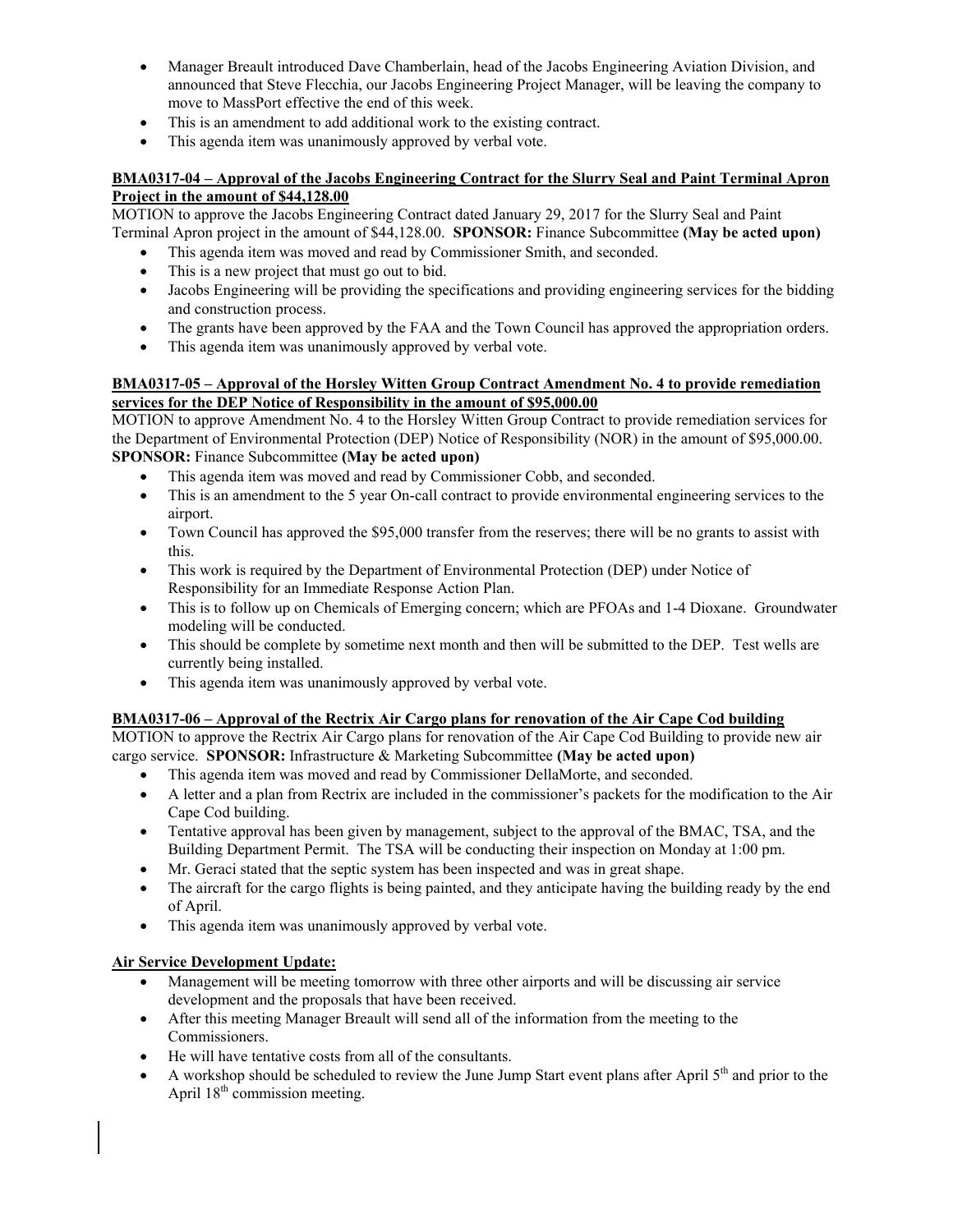- Manager Breault introduced Dave Chamberlain, head of the Jacobs Engineering Aviation Division, and announced that Steve Flecchia, our Jacobs Engineering Project Manager, will be leaving the company to move to MassPort effective the end of this week.
- This is an amendment to add additional work to the existing contract.
- This agenda item was unanimously approved by verbal vote.

**BMA0317-04 – Approval of the Jacobs Engineering Contract for the Slurry Seal and Paint Terminal Apron Project in the amount of $44,128.00**

MOTION to approve the Jacobs Engineering Contract dated January 29, 2017 for the Slurry Seal and Paint Terminal Apron project in the amount of $44,128.00. **SPONSOR:** Finance Subcommittee **(May be acted upon)**

- This agenda item was moved and read by Commissioner Smith, and seconded.
- This is a new project that must go out to bid.
- Jacobs Engineering will be providing the specifications and providing engineering services for the bidding and construction process.
- The grants have been approved by the FAA and the Town Council has approved the appropriation orders.
- This agenda item was unanimously approved by verbal vote.

**BMA0317-05 – Approval of the Horsley Witten Group Contract Amendment No. 4 to provide remediation services for the DEP Notice of Responsibility in the amount of $95,000.00**

MOTION to approve Amendment No. 4 to the Horsley Witten Group Contract to provide remediation services for the Department of Environmental Protection (DEP) Notice of Responsibility (NOR) in the amount of $95,000.00. **SPONSOR:** Finance Subcommittee **(May be acted upon)**

- This agenda item was moved and read by Commissioner Cobb, and seconded.
- This is an amendment to the 5 year On-call contract to provide environmental engineering services to the airport.
- Town Council has approved the $95,000 transfer from the reserves; there will be no grants to assist with this.
- This work is required by the Department of Environmental Protection (DEP) under Notice of Responsibility for an Immediate Response Action Plan.
- This is to follow up on Chemicals of Emerging concern; which are PFOAs and 1-4 Dioxane. Groundwater modeling will be conducted.
- This should be complete by sometime next month and then will be submitted to the DEP. Test wells are currently being installed.
- This agenda item was unanimously approved by verbal vote.

**BMA0317-06 – Approval of the Rectrix Air Cargo plans for renovation of the Air Cape Cod building**

MOTION to approve the Rectrix Air Cargo plans for renovation of the Air Cape Cod Building to provide new air cargo service. **SPONSOR:** Infrastructure & Marketing Subcommittee **(May be acted upon)**

- This agenda item was moved and read by Commissioner DellaMorte, and seconded.
- A letter and a plan from Rectrix are included in the commissioner's packets for the modification to the Air Cape Cod building.
- Tentative approval has been given by management, subject to the approval of the BMAC, TSA, and the Building Department Permit. The TSA will be conducting their inspection on Monday at 1:00 pm.
- Mr. Geraci stated that the septic system has been inspected and was in great shape.
- The aircraft for the cargo flights is being painted, and they anticipate having the building ready by the end of April.
- This agenda item was unanimously approved by verbal vote.

**Air Service Development Update:**

- Management will be meeting tomorrow with three other airports and will be discussing air service development and the proposals that have been received.
- After this meeting Manager Breault will send all of the information from the meeting to the Commissioners.
- He will have tentative costs from all of the consultants.
- A workshop should be scheduled to review the June Jump Start event plans after April 5th and prior to the April 18th commission meeting.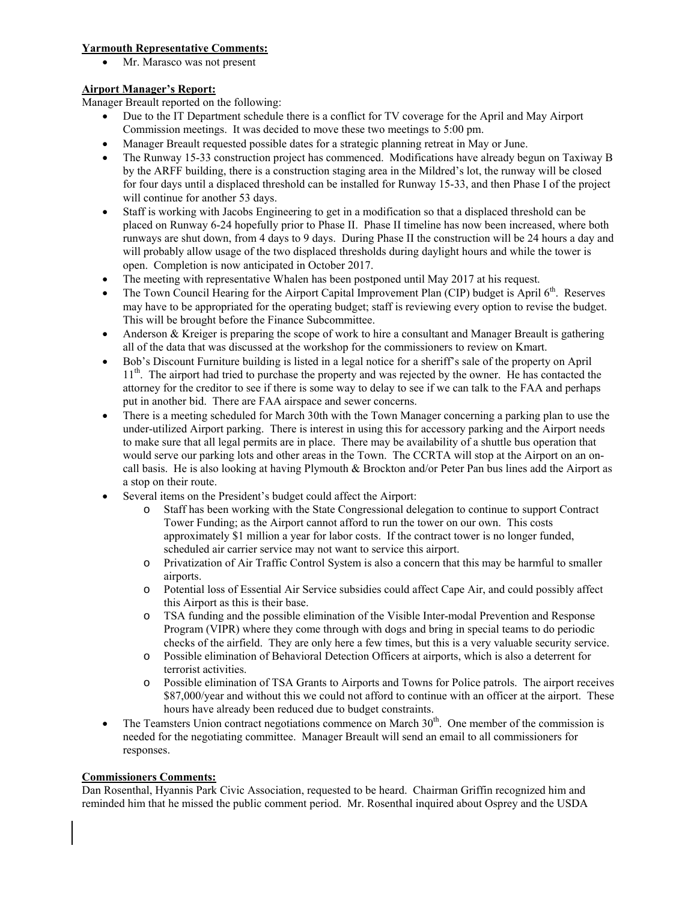**Yarmouth Representative Comments:**

- Mr. Marasco was not present

**Airport Manager's Report:**

Manager Breault reported on the following:

- Due to the IT Department schedule there is a conflict for TV coverage for the April and May Airport Commission meetings. It was decided to move these two meetings to 5:00 pm.
- Manager Breault requested possible dates for a strategic planning retreat in May or June.
- The Runway 15-33 construction project has commenced. Modifications have already begun on Taxiway B by the ARFF building, there is a construction staging area in the Mildred's lot, the runway will be closed for four days until a displaced threshold can be installed for Runway 15-33, and then Phase I of the project will continue for another 53 days.
- Staff is working with Jacobs Engineering to get in a modification so that a displaced threshold can be placed on Runway 6-24 hopefully prior to Phase II. Phase II timeline has now been increased, where both runways are shut down, from 4 days to 9 days. During Phase II the construction will be 24 hours a day and will probably allow usage of the two displaced thresholds during daylight hours and while the tower is open. Completion is now anticipated in October 2017.
- The meeting with representative Whalen has been postponed until May 2017 at his request.
- The Town Council Hearing for the Airport Capital Improvement Plan (CIP) budget is April 6th. Reserves may have to be appropriated for the operating budget; staff is reviewing every option to revise the budget. This will be brought before the Finance Subcommittee.
- Anderson & Kreiger is preparing the scope of work to hire a consultant and Manager Breault is gathering all of the data that was discussed at the workshop for the commissioners to review on Kmart.
- Bob's Discount Furniture building is listed in a legal notice for a sheriff's sale of the property on April 11th. The airport had tried to purchase the property and was rejected by the owner. He has contacted the attorney for the creditor to see if there is some way to delay to see if we can talk to the FAA and perhaps put in another bid. There are FAA airspace and sewer concerns.
- There is a meeting scheduled for March 30th with the Town Manager concerning a parking plan to use the under-utilized Airport parking. There is interest in using this for accessory parking and the Airport needs to make sure that all legal permits are in place. There may be availability of a shuttle bus operation that would serve our parking lots and other areas in the Town. The CCRTA will stop at the Airport on an on-call basis. He is also looking at having Plymouth & Brockton and/or Peter Pan bus lines add the Airport as a stop on their route.
- Several items on the President's budget could affect the Airport:
  - Staff has been working with the State Congressional delegation to continue to support Contract Tower Funding; as the Airport cannot afford to run the tower on our own. This costs approximately $1 million a year for labor costs. If the contract tower is no longer funded, scheduled air carrier service may not want to service this airport.
  - Privatization of Air Traffic Control System is also a concern that this may be harmful to smaller airports.
  - Potential loss of Essential Air Service subsidies could affect Cape Air, and could possibly affect this Airport as this is their base.
  - TSA funding and the possible elimination of the Visible Inter-modal Prevention and Response Program (VIPR) where they come through with dogs and bring in special teams to do periodic checks of the airfield. They are only here a few times, but this is a very valuable security service.
  - Possible elimination of Behavioral Detection Officers at airports, which is also a deterrent for terrorist activities.
  - Possible elimination of TSA Grants to Airports and Towns for Police patrols. The airport receives $87,000/year and without this we could not afford to continue with an officer at the airport. These hours have already been reduced due to budget constraints.
- The Teamsters Union contract negotiations commence on March 30th. One member of the commission is needed for the negotiating committee. Manager Breault will send an email to all commissioners for responses.

**Commissioners Comments:**

Dan Rosenthal, Hyannis Park Civic Association, requested to be heard. Chairman Griffin recognized him and reminded him that he missed the public comment period. Mr. Rosenthal inquired about Osprey and the USDA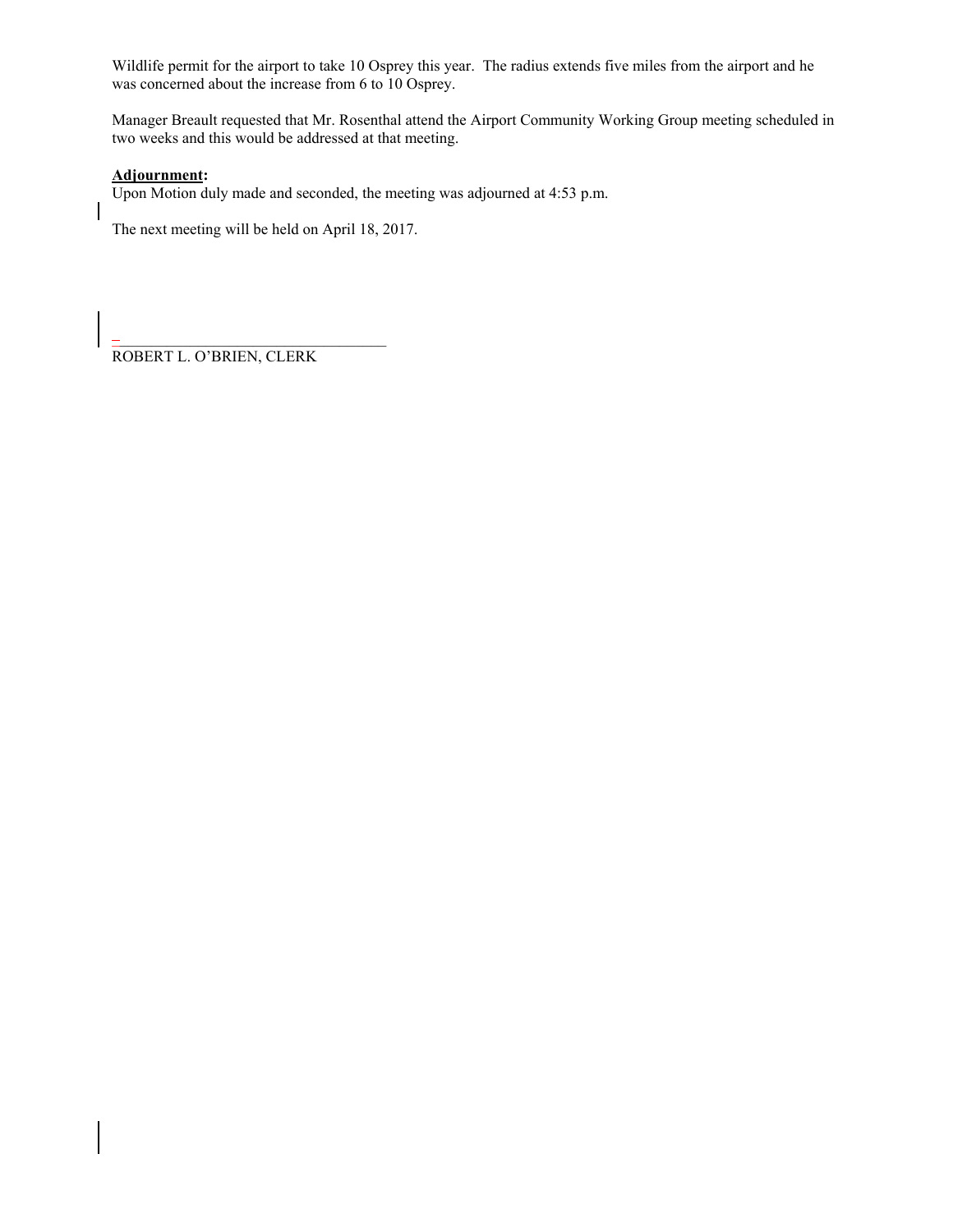Wildlife permit for the airport to take 10 Osprey this year. The radius extends five miles from the airport and he was concerned about the increase from 6 to 10 Osprey.

Manager Breault requested that Mr. Rosenthal attend the Airport Community Working Group meeting scheduled in two weeks and this would be addressed at that meeting.

**Adjournment:**
Upon Motion duly made and seconded, the meeting was adjourned at 4:53 p.m.

The next meeting will be held on April 18, 2017.

___________________________________
ROBERT L. O'BRIEN, CLERK